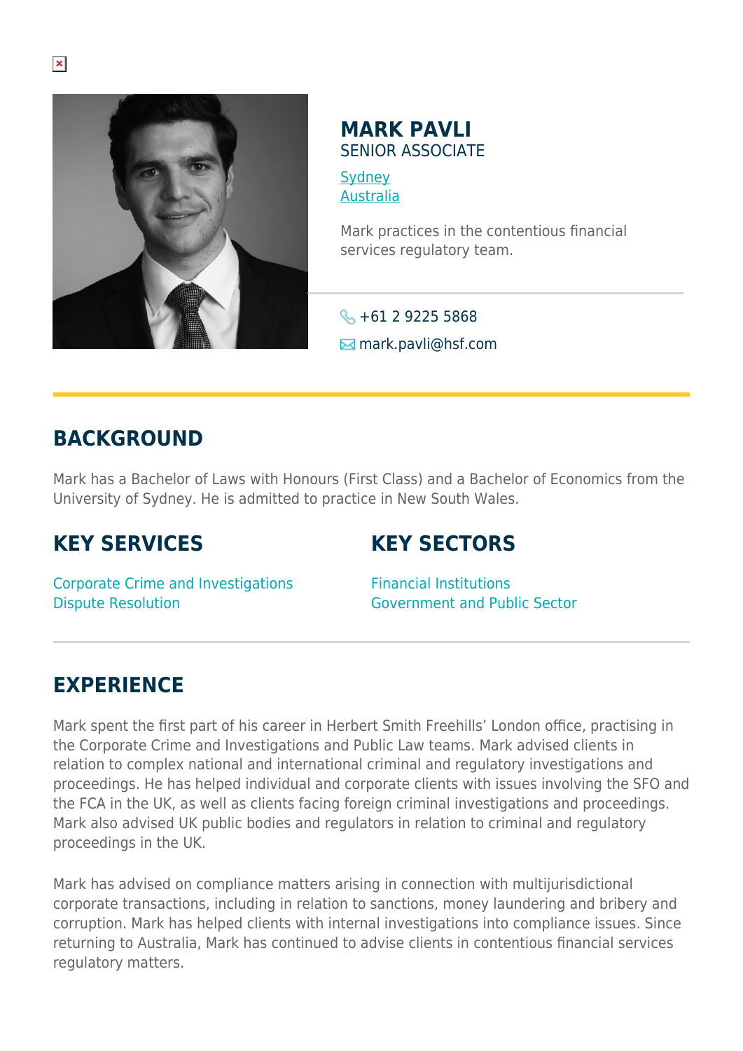# MARK PAVLI

SENIOR ASSOCIATE

Sydney
Australia

Mark practices in the contentious financial services regulatory team.

+61 2 9225 5868

mark.pavli@hsf.com

## BACKGROUND

Mark has a Bachelor of Laws with Honours (First Class) and a Bachelor of Economics from the University of Sydney. He is admitted to practice in New South Wales.

## KEY SERVICES

Corporate Crime and Investigations
Dispute Resolution

## KEY SECTORS

Financial Institutions
Government and Public Sector

## EXPERIENCE

Mark spent the first part of his career in Herbert Smith Freehills' London office, practising in the Corporate Crime and Investigations and Public Law teams. Mark advised clients in relation to complex national and international criminal and regulatory investigations and proceedings. He has helped individual and corporate clients with issues involving the SFO and the FCA in the UK, as well as clients facing foreign criminal investigations and proceedings. Mark also advised UK public bodies and regulators in relation to criminal and regulatory proceedings in the UK.

Mark has advised on compliance matters arising in connection with multijurisdictional corporate transactions, including in relation to sanctions, money laundering and bribery and corruption. Mark has helped clients with internal investigations into compliance issues. Since returning to Australia, Mark has continued to advise clients in contentious financial services regulatory matters.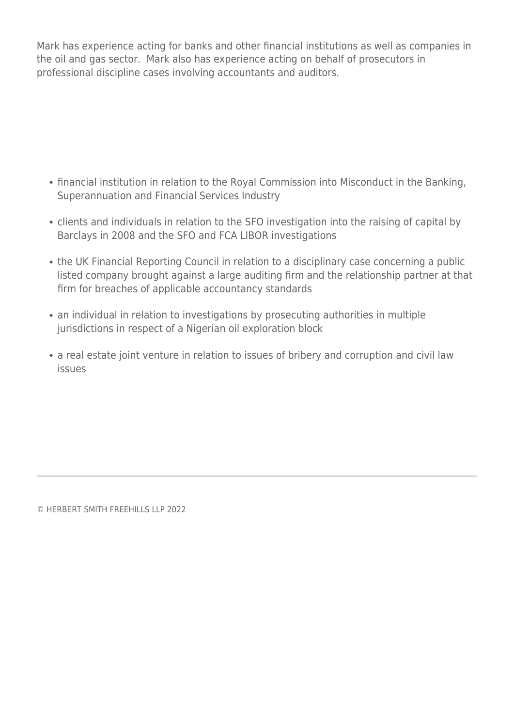Mark has experience acting for banks and other financial institutions as well as companies in the oil and gas sector. Mark also has experience acting on behalf of prosecutors in professional discipline cases involving accountants and auditors.

- financial institution in relation to the Royal Commission into Misconduct in the Banking, Superannuation and Financial Services Industry
- clients and individuals in relation to the SFO investigation into the raising of capital by Barclays in 2008 and the SFO and FCA LIBOR investigations
- the UK Financial Reporting Council in relation to a disciplinary case concerning a public listed company brought against a large auditing firm and the relationship partner at that firm for breaches of applicable accountancy standards
- an individual in relation to investigations by prosecuting authorities in multiple jurisdictions in respect of a Nigerian oil exploration block
- a real estate joint venture in relation to issues of bribery and corruption and civil law issues

© HERBERT SMITH FREEHILLS LLP 2022